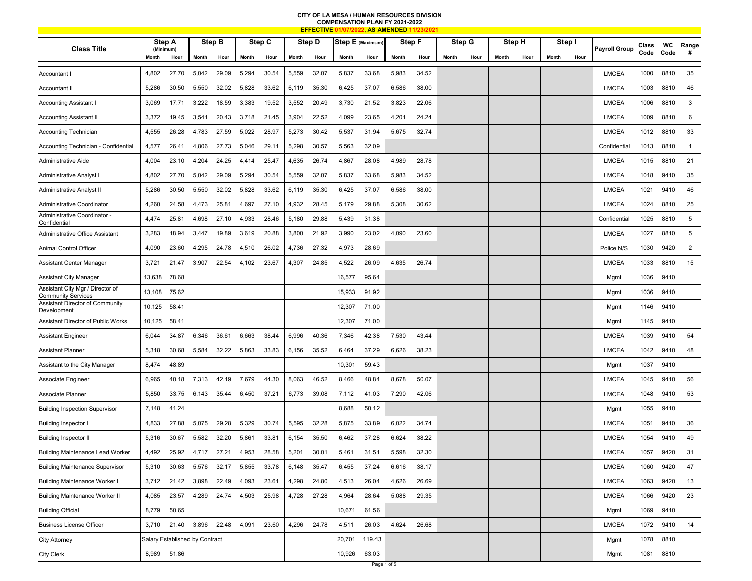**CITY OF LA MESA / HUMAN RESOURCES DIVISION**
**COMPENSATION PLAN FY 2021-2022**
**EFFECTIVE 01/07/2022, AS AMENDED 11/23/2021**

| Class Title | Step A (Minimum) | | Step B | | Step C | | Step D | | Step E (Maximum) | | Step F | | Step G | | Step H | | Step I | | Payroll Group | Class Code | WC Code | Range # |
|---|---|---|---|---|---|---|---|---|---|---|---|---|---|---|---|---|---|---|---|---|---|---|
| | Month | Hour | Month | Hour | Month | Hour | Month | Hour | Month | Hour | Month | Hour | Month | Hour | Month | Hour | Month | Hour | | | | |
| Accountant I | 4,802 | 27.70 | 5,042 | 29.09 | 5,294 | 30.54 | 5,559 | 32.07 | 5,837 | 33.68 | 5,983 | 34.52 | | | | | | | LMCEA | 1000 | 8810 | 35 |
| Accountant II | 5,286 | 30.50 | 5,550 | 32.02 | 5,828 | 33.62 | 6,119 | 35.30 | 6,425 | 37.07 | 6,586 | 38.00 | | | | | | | LMCEA | 1003 | 8810 | 46 |
| Accounting Assistant I | 3,069 | 17.71 | 3,222 | 18.59 | 3,383 | 19.52 | 3,552 | 20.49 | 3,730 | 21.52 | 3,823 | 22.06 | | | | | | | LMCEA | 1006 | 8810 | 3 |
| Accounting Assistant II | 3,372 | 19.45 | 3,541 | 20.43 | 3,718 | 21.45 | 3,904 | 22.52 | 4,099 | 23.65 | 4,201 | 24.24 | | | | | | | LMCEA | 1009 | 8810 | 6 |
| Accounting Technician | 4,555 | 26.28 | 4,783 | 27.59 | 5,022 | 28.97 | 5,273 | 30.42 | 5,537 | 31.94 | 5,675 | 32.74 | | | | | | | LMCEA | 1012 | 8810 | 33 |
| Accounting Technician - Confidential | 4,577 | 26.41 | 4,806 | 27.73 | 5,046 | 29.11 | 5,298 | 30.57 | 5,563 | 32.09 | | | | | | | | | Confidential | 1013 | 8810 | 1 |
| Administrative Aide | 4,004 | 23.10 | 4,204 | 24.25 | 4,414 | 25.47 | 4,635 | 26.74 | 4,867 | 28.08 | 4,989 | 28.78 | | | | | | | LMCEA | 1015 | 8810 | 21 |
| Administrative Analyst I | 4,802 | 27.70 | 5,042 | 29.09 | 5,294 | 30.54 | 5,559 | 32.07 | 5,837 | 33.68 | 5,983 | 34.52 | | | | | | | LMCEA | 1018 | 9410 | 35 |
| Administrative Analyst II | 5,286 | 30.50 | 5,550 | 32.02 | 5,828 | 33.62 | 6,119 | 35.30 | 6,425 | 37.07 | 6,586 | 38.00 | | | | | | | LMCEA | 1021 | 9410 | 46 |
| Administrative Coordinator | 4,260 | 24.58 | 4,473 | 25.81 | 4,697 | 27.10 | 4,932 | 28.45 | 5,179 | 29.88 | 5,308 | 30.62 | | | | | | | LMCEA | 1024 | 8810 | 25 |
| Administrative Coordinator - Confidential | 4,474 | 25.81 | 4,698 | 27.10 | 4,933 | 28.46 | 5,180 | 29.88 | 5,439 | 31.38 | | | | | | | | | Confidential | 1025 | 8810 | 5 |
| Administrative Office Assistant | 3,283 | 18.94 | 3,447 | 19.89 | 3,619 | 20.88 | 3,800 | 21.92 | 3,990 | 23.02 | 4,090 | 23.60 | | | | | | | LMCEA | 1027 | 8810 | 5 |
| Animal Control Officer | 4,090 | 23.60 | 4,295 | 24.78 | 4,510 | 26.02 | 4,736 | 27.32 | 4,973 | 28.69 | | | | | | | | | Police N/S | 1030 | 9420 | 2 |
| Assistant Center Manager | 3,721 | 21.47 | 3,907 | 22.54 | 4,102 | 23.67 | 4,307 | 24.85 | 4,522 | 26.09 | 4,635 | 26.74 | | | | | | | LMCEA | 1033 | 8810 | 15 |
| Assistant City Manager | 13,638 | 78.68 | | | | | | | 16,577 | 95.64 | | | | | | | | | Mgmt | 1036 | 9410 | |
| Assistant City Mgr / Director of Community Services | 13,108 | 75.62 | | | | | | | 15,933 | 91.92 | | | | | | | | | Mgmt | 1036 | 9410 | |
| Assistant Director of Community Development | 10,125 | 58.41 | | | | | | | 12,307 | 71.00 | | | | | | | | | Mgmt | 1146 | 9410 | |
| Assistant Director of Public Works | 10,125 | 58.41 | | | | | | | 12,307 | 71.00 | | | | | | | | | Mgmt | 1145 | 9410 | |
| Assistant Engineer | 6,044 | 34.87 | 6,346 | 36.61 | 6,663 | 38.44 | 6,996 | 40.36 | 7,346 | 42.38 | 7,530 | 43.44 | | | | | | | LMCEA | 1039 | 9410 | 54 |
| Assistant Planner | 5,318 | 30.68 | 5,584 | 32.22 | 5,863 | 33.83 | 6,156 | 35.52 | 6,464 | 37.29 | 6,626 | 38.23 | | | | | | | LMCEA | 1042 | 9410 | 48 |
| Assistant to the City Manager | 8,474 | 48.89 | | | | | | | 10,301 | 59.43 | | | | | | | | | Mgmt | 1037 | 9410 | |
| Associate Engineer | 6,965 | 40.18 | 7,313 | 42.19 | 7,679 | 44.30 | 8,063 | 46.52 | 8,466 | 48.84 | 8,678 | 50.07 | | | | | | | LMCEA | 1045 | 9410 | 56 |
| Associate Planner | 5,850 | 33.75 | 6,143 | 35.44 | 6,450 | 37.21 | 6,773 | 39.08 | 7,112 | 41.03 | 7,290 | 42.06 | | | | | | | LMCEA | 1048 | 9410 | 53 |
| Building Inspection Supervisor | 7,148 | 41.24 | | | | | | | 8,688 | 50.12 | | | | | | | | | Mgmt | 1055 | 9410 | |
| Building Inspector I | 4,833 | 27.88 | 5,075 | 29.28 | 5,329 | 30.74 | 5,595 | 32.28 | 5,875 | 33.89 | 6,022 | 34.74 | | | | | | | LMCEA | 1051 | 9410 | 36 |
| Building Inspector II | 5,316 | 30.67 | 5,582 | 32.20 | 5,861 | 33.81 | 6,154 | 35.50 | 6,462 | 37.28 | 6,624 | 38.22 | | | | | | | LMCEA | 1054 | 9410 | 49 |
| Building Maintenance Lead Worker | 4,492 | 25.92 | 4,717 | 27.21 | 4,953 | 28.58 | 5,201 | 30.01 | 5,461 | 31.51 | 5,598 | 32.30 | | | | | | | LMCEA | 1057 | 9420 | 31 |
| Building Maintenance Supervisor | 5,310 | 30.63 | 5,576 | 32.17 | 5,855 | 33.78 | 6,148 | 35.47 | 6,455 | 37.24 | 6,616 | 38.17 | | | | | | | LMCEA | 1060 | 9420 | 47 |
| Building Maintenance Worker I | 3,712 | 21.42 | 3,898 | 22.49 | 4,093 | 23.61 | 4,298 | 24.80 | 4,513 | 26.04 | 4,626 | 26.69 | | | | | | | LMCEA | 1063 | 9420 | 13 |
| Building Maintenance Worker II | 4,085 | 23.57 | 4,289 | 24.74 | 4,503 | 25.98 | 4,728 | 27.28 | 4,964 | 28.64 | 5,088 | 29.35 | | | | | | | LMCEA | 1066 | 9420 | 23 |
| Building Official | 8,779 | 50.65 | | | | | | | 10,671 | 61.56 | | | | | | | | | Mgmt | 1069 | 9410 | |
| Business License Officer | 3,710 | 21.40 | 3,896 | 22.48 | 4,091 | 23.60 | 4,296 | 24.78 | 4,511 | 26.03 | 4,624 | 26.68 | | | | | | | LMCEA | 1072 | 9410 | 14 |
| City Attorney | Salary Established by Contract | | | | | | | | 20,701 | 119.43 | | | | | | | | | Mgmt | 1078 | 8810 | |
| City Clerk | 8,989 | 51.86 | | | | | | | 10,926 | 63.03 | | | | | | | | | Mgmt | 1081 | 8810 | |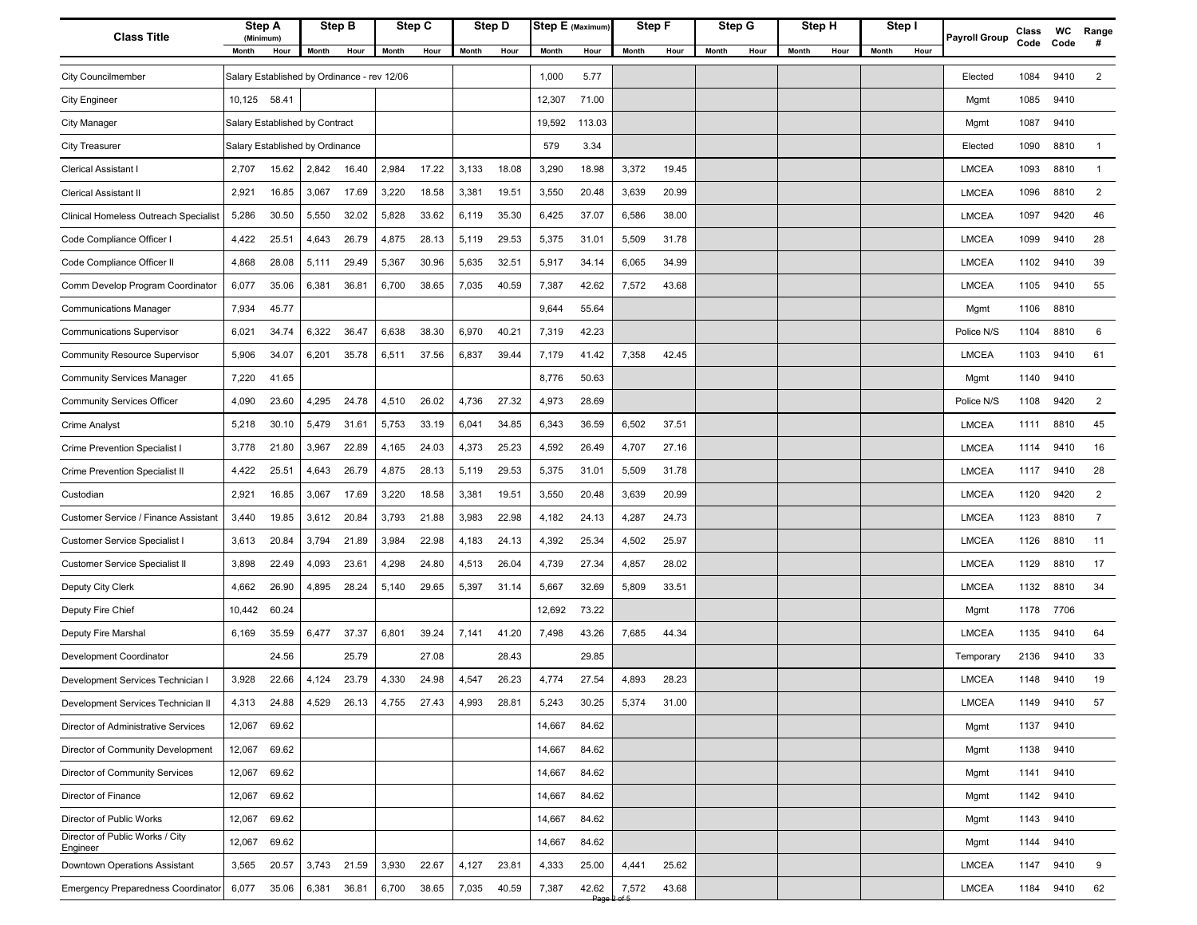| Class Title | Step A (Minimum) | | Step B | | Step C | | Step D | | Step E (Maximum) | | Step F | | Step G | | Step H | | Step I | | Payroll Group | Class Code | WC Code | Range # |
|---|---|---|---|---|---|---|---|---|---|---|---|---|---|---|---|---|---|---|---|---|---|---|
| | Month | Hour | Month | Hour | Month | Hour | Month | Hour | Month | Hour | Month | Hour | Month | Hour | Month | Hour | Month | Hour | | | | |
| City Councilmember | Salary Established by Ordinance - rev 12/06 | | | | | | | | 1,000 | 5.77 | | | | | | | | | Elected | 1084 | 9410 | 2 |
| City Engineer | 10,125 | 58.41 | | | | | | | 12,307 | 71.00 | | | | | | | | | Mgmt | 1085 | 9410 | |
| City Manager | Salary Established by Contract | | | | | | | | 19,592 | 113.03 | | | | | | | | | Mgmt | 1087 | 9410 | |
| City Treasurer | Salary Established by Ordinance | | | | | | | | 579 | 3.34 | | | | | | | | | Elected | 1090 | 8810 | 1 |
| Clerical Assistant I | 2,707 | 15.62 | 2,842 | 16.40 | 2,984 | 17.22 | 3,133 | 18.08 | 3,290 | 18.98 | 3,372 | 19.45 | | | | | | | LMCEA | 1093 | 8810 | 1 |
| Clerical Assistant II | 2,921 | 16.85 | 3,067 | 17.69 | 3,220 | 18.58 | 3,381 | 19.51 | 3,550 | 20.48 | 3,639 | 20.99 | | | | | | | LMCEA | 1096 | 8810 | 2 |
| Clinical Homeless Outreach Specialist | 5,286 | 30.50 | 5,550 | 32.02 | 5,828 | 33.62 | 6,119 | 35.30 | 6,425 | 37.07 | 6,586 | 38.00 | | | | | | | LMCEA | 1097 | 9420 | 46 |
| Code Compliance Officer I | 4,422 | 25.51 | 4,643 | 26.79 | 4,875 | 28.13 | 5,119 | 29.53 | 5,375 | 31.01 | 5,509 | 31.78 | | | | | | | LMCEA | 1099 | 9410 | 28 |
| Code Compliance Officer II | 4,868 | 28.08 | 5,111 | 29.49 | 5,367 | 30.96 | 5,635 | 32.51 | 5,917 | 34.14 | 6,065 | 34.99 | | | | | | | LMCEA | 1102 | 9410 | 39 |
| Comm Develop Program Coordinator | 6,077 | 35.06 | 6,381 | 36.81 | 6,700 | 38.65 | 7,035 | 40.59 | 7,387 | 42.62 | 7,572 | 43.68 | | | | | | | LMCEA | 1105 | 9410 | 55 |
| Communications Manager | 7,934 | 45.77 | | | | | | | 9,644 | 55.64 | | | | | | | | | Mgmt | 1106 | 8810 | |
| Communications Supervisor | 6,021 | 34.74 | 6,322 | 36.47 | 6,638 | 38.30 | 6,970 | 40.21 | 7,319 | 42.23 | | | | | | | | | Police N/S | 1104 | 8810 | 6 |
| Community Resource Supervisor | 5,906 | 34.07 | 6,201 | 35.78 | 6,511 | 37.56 | 6,837 | 39.44 | 7,179 | 41.42 | 7,358 | 42.45 | | | | | | | LMCEA | 1103 | 9410 | 61 |
| Community Services Manager | 7,220 | 41.65 | | | | | | | 8,776 | 50.63 | | | | | | | | | Mgmt | 1140 | 9410 | |
| Community Services Officer | 4,090 | 23.60 | 4,295 | 24.78 | 4,510 | 26.02 | 4,736 | 27.32 | 4,973 | 28.69 | | | | | | | | | Police N/S | 1108 | 9420 | 2 |
| Crime Analyst | 5,218 | 30.10 | 5,479 | 31.61 | 5,753 | 33.19 | 6,041 | 34.85 | 6,343 | 36.59 | 6,502 | 37.51 | | | | | | | LMCEA | 1111 | 8810 | 45 |
| Crime Prevention Specialist I | 3,778 | 21.80 | 3,967 | 22.89 | 4,165 | 24.03 | 4,373 | 25.23 | 4,592 | 26.49 | 4,707 | 27.16 | | | | | | | LMCEA | 1114 | 9410 | 16 |
| Crime Prevention Specialist II | 4,422 | 25.51 | 4,643 | 26.79 | 4,875 | 28.13 | 5,119 | 29.53 | 5,375 | 31.01 | 5,509 | 31.78 | | | | | | | LMCEA | 1117 | 9410 | 28 |
| Custodian | 2,921 | 16.85 | 3,067 | 17.69 | 3,220 | 18.58 | 3,381 | 19.51 | 3,550 | 20.48 | 3,639 | 20.99 | | | | | | | LMCEA | 1120 | 9420 | 2 |
| Customer Service / Finance Assistant | 3,440 | 19.85 | 3,612 | 20.84 | 3,793 | 21.88 | 3,983 | 22.98 | 4,182 | 24.13 | 4,287 | 24.73 | | | | | | | LMCEA | 1123 | 8810 | 7 |
| Customer Service Specialist I | 3,613 | 20.84 | 3,794 | 21.89 | 3,984 | 22.98 | 4,183 | 24.13 | 4,392 | 25.34 | 4,502 | 25.97 | | | | | | | LMCEA | 1126 | 8810 | 11 |
| Customer Service Specialist II | 3,898 | 22.49 | 4,093 | 23.61 | 4,298 | 24.80 | 4,513 | 26.04 | 4,739 | 27.34 | 4,857 | 28.02 | | | | | | | LMCEA | 1129 | 8810 | 17 |
| Deputy City Clerk | 4,662 | 26.90 | 4,895 | 28.24 | 5,140 | 29.65 | 5,397 | 31.14 | 5,667 | 32.69 | 5,809 | 33.51 | | | | | | | LMCEA | 1132 | 8810 | 34 |
| Deputy Fire Chief | 10,442 | 60.24 | | | | | | | 12,692 | 73.22 | | | | | | | | | Mgmt | 1178 | 7706 | |
| Deputy Fire Marshal | 6,169 | 35.59 | 6,477 | 37.37 | 6,801 | 39.24 | 7,141 | 41.20 | 7,498 | 43.26 | 7,685 | 44.34 | | | | | | | LMCEA | 1135 | 9410 | 64 |
| Development Coordinator | | 24.56 | | 25.79 | | 27.08 | | 28.43 | | 29.85 | | | | | | | | | Temporary | 2136 | 9410 | 33 |
| Development Services Technician I | 3,928 | 22.66 | 4,124 | 23.79 | 4,330 | 24.98 | 4,547 | 26.23 | 4,774 | 27.54 | 4,893 | 28.23 | | | | | | | LMCEA | 1148 | 9410 | 19 |
| Development Services Technician II | 4,313 | 24.88 | 4,529 | 26.13 | 4,755 | 27.43 | 4,993 | 28.81 | 5,243 | 30.25 | 5,374 | 31.00 | | | | | | | LMCEA | 1149 | 9410 | 57 |
| Director of Administrative Services | 12,067 | 69.62 | | | | | | | 14,667 | 84.62 | | | | | | | | | Mgmt | 1137 | 9410 | |
| Director of Community Development | 12,067 | 69.62 | | | | | | | 14,667 | 84.62 | | | | | | | | | Mgmt | 1138 | 9410 | |
| Director of Community Services | 12,067 | 69.62 | | | | | | | 14,667 | 84.62 | | | | | | | | | Mgmt | 1141 | 9410 | |
| Director of Finance | 12,067 | 69.62 | | | | | | | 14,667 | 84.62 | | | | | | | | | Mgmt | 1142 | 9410 | |
| Director of Public Works | 12,067 | 69.62 | | | | | | | 14,667 | 84.62 | | | | | | | | | Mgmt | 1143 | 9410 | |
| Director of Public Works / City Engineer | 12,067 | 69.62 | | | | | | | 14,667 | 84.62 | | | | | | | | | Mgmt | 1144 | 9410 | |
| Downtown Operations Assistant | 3,565 | 20.57 | 3,743 | 21.59 | 3,930 | 22.67 | 4,127 | 23.81 | 4,333 | 25.00 | 4,441 | 25.62 | | | | | | | LMCEA | 1147 | 9410 | 9 |
| Emergency Preparedness Coordinator | 6,077 | 35.06 | 6,381 | 36.81 | 6,700 | 38.65 | 7,035 | 40.59 | 7,387 | 42.62 | 7,572 | 43.68 | | | | | | | LMCEA | 1184 | 9410 | 62 |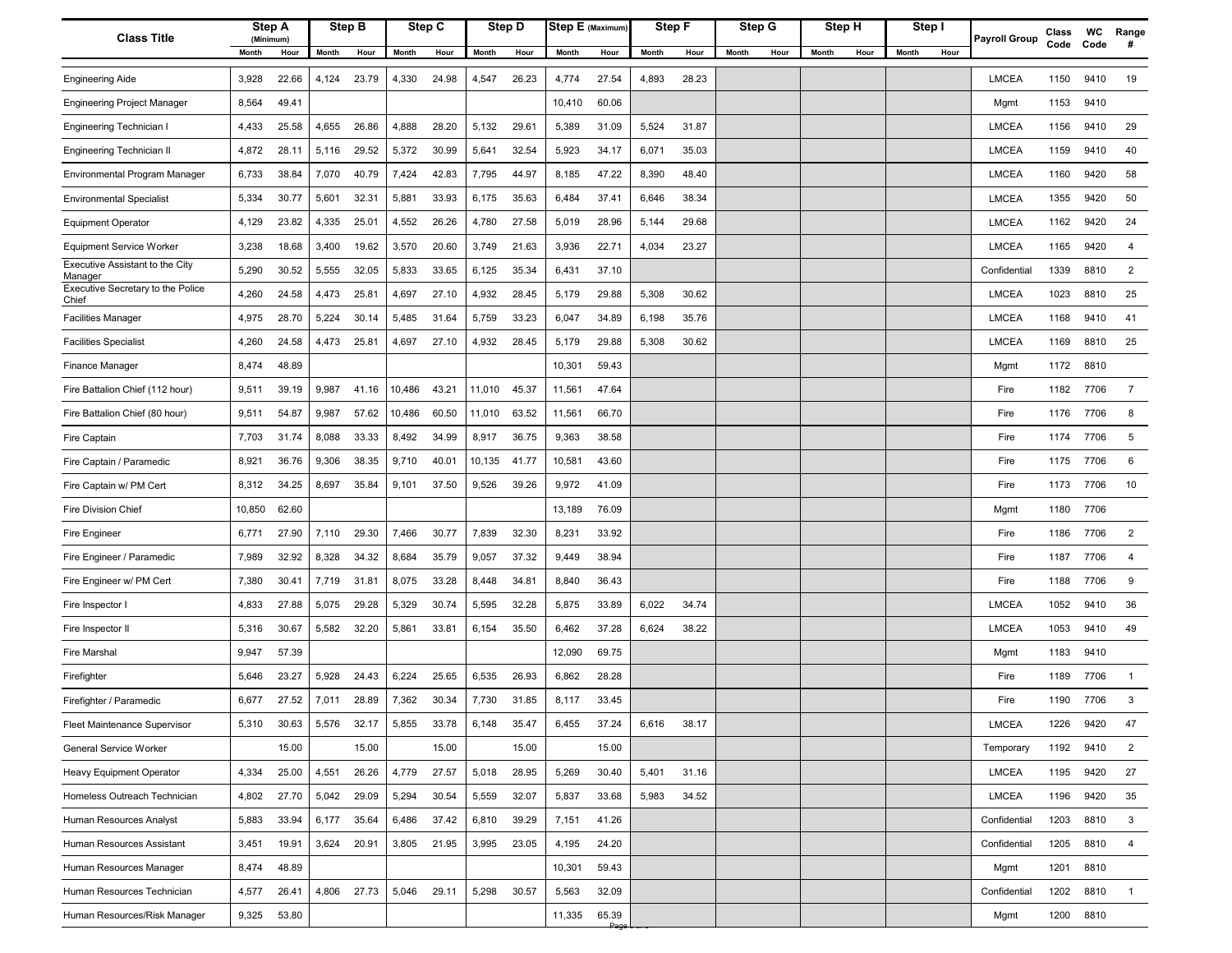| Class Title | Step A (Minimum) | | Step B | | Step C | | Step D | | Step E (Maximum) | | Step F | | Step G | | Step H | | Step I | | Payroll Group | Class Code | WC Code | Range # |
|---|---|---|---|---|---|---|---|---|---|---|---|---|---|---|---|---|---|---|---|---|---|---|
| | Month | Hour | Month | Hour | Month | Hour | Month | Hour | Month | Hour | Month | Hour | Month | Hour | Month | Hour | Month | Hour | | | | |
| Engineering Aide | 3,928 | 22.66 | 4,124 | 23.79 | 4,330 | 24.98 | 4,547 | 26.23 | 4,774 | 27.54 | 4,893 | 28.23 | | | | | | | LMCEA | 1150 | 9410 | 19 |
| Engineering Project Manager | 8,564 | 49.41 | | | | | | | 10,410 | 60.06 | | | | | | | | | Mgmt | 1153 | 9410 | |
| Engineering Technician I | 4,433 | 25.58 | 4,655 | 26.86 | 4,888 | 28.20 | 5,132 | 29.61 | 5,389 | 31.09 | 5,524 | 31.87 | | | | | | | LMCEA | 1156 | 9410 | 29 |
| Engineering Technician II | 4,872 | 28.11 | 5,116 | 29.52 | 5,372 | 30.99 | 5,641 | 32.54 | 5,923 | 34.17 | 6,071 | 35.03 | | | | | | | LMCEA | 1159 | 9410 | 40 |
| Environmental Program Manager | 6,733 | 38.84 | 7,070 | 40.79 | 7,424 | 42.83 | 7,795 | 44.97 | 8,185 | 47.22 | 8,390 | 48.40 | | | | | | | LMCEA | 1160 | 9420 | 58 |
| Environmental Specialist | 5,334 | 30.77 | 5,601 | 32.31 | 5,881 | 33.93 | 6,175 | 35.63 | 6,484 | 37.41 | 6,646 | 38.34 | | | | | | | LMCEA | 1355 | 9420 | 50 |
| Equipment Operator | 4,129 | 23.82 | 4,335 | 25.01 | 4,552 | 26.26 | 4,780 | 27.58 | 5,019 | 28.96 | 5,144 | 29.68 | | | | | | | LMCEA | 1162 | 9420 | 24 |
| Equipment Service Worker | 3,238 | 18.68 | 3,400 | 19.62 | 3,570 | 20.60 | 3,749 | 21.63 | 3,936 | 22.71 | 4,034 | 23.27 | | | | | | | LMCEA | 1165 | 9420 | 4 |
| Executive Assistant to the City Manager | 5,290 | 30.52 | 5,555 | 32.05 | 5,833 | 33.65 | 6,125 | 35.34 | 6,431 | 37.10 | | | | | | | | | Confidential | 1339 | 8810 | 2 |
| Executive Secretary to the Police Chief | 4,260 | 24.58 | 4,473 | 25.81 | 4,697 | 27.10 | 4,932 | 28.45 | 5,179 | 29.88 | 5,308 | 30.62 | | | | | | | LMCEA | 1023 | 8810 | 25 |
| Facilities Manager | 4,975 | 28.70 | 5,224 | 30.14 | 5,485 | 31.64 | 5,759 | 33.23 | 6,047 | 34.89 | 6,198 | 35.76 | | | | | | | LMCEA | 1168 | 9410 | 41 |
| Facilities Specialist | 4,260 | 24.58 | 4,473 | 25.81 | 4,697 | 27.10 | 4,932 | 28.45 | 5,179 | 29.88 | 5,308 | 30.62 | | | | | | | LMCEA | 1169 | 8810 | 25 |
| Finance Manager | 8,474 | 48.89 | | | | | | | 10,301 | 59.43 | | | | | | | | | Mgmt | 1172 | 8810 | |
| Fire Battalion Chief (112 hour) | 9,511 | 39.19 | 9,987 | 41.16 | 10,486 | 43.21 | 11,010 | 45.37 | 11,561 | 47.64 | | | | | | | | | Fire | 1182 | 7706 | 7 |
| Fire Battalion Chief (80 hour) | 9,511 | 54.87 | 9,987 | 57.62 | 10,486 | 60.50 | 11,010 | 63.52 | 11,561 | 66.70 | | | | | | | | | Fire | 1176 | 7706 | 8 |
| Fire Captain | 7,703 | 31.74 | 8,088 | 33.33 | 8,492 | 34.99 | 8,917 | 36.75 | 9,363 | 38.58 | | | | | | | | | Fire | 1174 | 7706 | 5 |
| Fire Captain / Paramedic | 8,921 | 36.76 | 9,306 | 38.35 | 9,710 | 40.01 | 10,135 | 41.77 | 10,581 | 43.60 | | | | | | | | | Fire | 1175 | 7706 | 6 |
| Fire Captain w/ PM Cert | 8,312 | 34.25 | 8,697 | 35.84 | 9,101 | 37.50 | 9,526 | 39.26 | 9,972 | 41.09 | | | | | | | | | Fire | 1173 | 7706 | 10 |
| Fire Division Chief | 10,850 | 62.60 | | | | | | | 13,189 | 76.09 | | | | | | | | | Mgmt | 1180 | 7706 | |
| Fire Engineer | 6,771 | 27.90 | 7,110 | 29.30 | 7,466 | 30.77 | 7,839 | 32.30 | 8,231 | 33.92 | | | | | | | | | Fire | 1186 | 7706 | 2 |
| Fire Engineer / Paramedic | 7,989 | 32.92 | 8,328 | 34.32 | 8,684 | 35.79 | 9,057 | 37.32 | 9,449 | 38.94 | | | | | | | | | Fire | 1187 | 7706 | 4 |
| Fire Engineer w/ PM Cert | 7,380 | 30.41 | 7,719 | 31.81 | 8,075 | 33.28 | 8,448 | 34.81 | 8,840 | 36.43 | | | | | | | | | Fire | 1188 | 7706 | 9 |
| Fire Inspector I | 4,833 | 27.88 | 5,075 | 29.28 | 5,329 | 30.74 | 5,595 | 32.28 | 5,875 | 33.89 | 6,022 | 34.74 | | | | | | | LMCEA | 1052 | 9410 | 36 |
| Fire Inspector II | 5,316 | 30.67 | 5,582 | 32.20 | 5,861 | 33.81 | 6,154 | 35.50 | 6,462 | 37.28 | 6,624 | 38.22 | | | | | | | LMCEA | 1053 | 9410 | 49 |
| Fire Marshal | 9,947 | 57.39 | | | | | | | 12,090 | 69.75 | | | | | | | | | Mgmt | 1183 | 9410 | |
| Firefighter | 5,646 | 23.27 | 5,928 | 24.43 | 6,224 | 25.65 | 6,535 | 26.93 | 6,862 | 28.28 | | | | | | | | | Fire | 1189 | 7706 | 1 |
| Firefighter / Paramedic | 6,677 | 27.52 | 7,011 | 28.89 | 7,362 | 30.34 | 7,730 | 31.85 | 8,117 | 33.45 | | | | | | | | | Fire | 1190 | 7706 | 3 |
| Fleet Maintenance Supervisor | 5,310 | 30.63 | 5,576 | 32.17 | 5,855 | 33.78 | 6,148 | 35.47 | 6,455 | 37.24 | 6,616 | 38.17 | | | | | | | LMCEA | 1226 | 9420 | 47 |
| General Service Worker | | 15.00 | | 15.00 | | 15.00 | | 15.00 | | 15.00 | | | | | | | | | Temporary | 1192 | 9410 | 2 |
| Heavy Equipment Operator | 4,334 | 25.00 | 4,551 | 26.26 | 4,779 | 27.57 | 5,018 | 28.95 | 5,269 | 30.40 | 5,401 | 31.16 | | | | | | | LMCEA | 1195 | 9420 | 27 |
| Homeless Outreach Technician | 4,802 | 27.70 | 5,042 | 29.09 | 5,294 | 30.54 | 5,559 | 32.07 | 5,837 | 33.68 | 5,983 | 34.52 | | | | | | | LMCEA | 1196 | 9420 | 35 |
| Human Resources Analyst | 5,883 | 33.94 | 6,177 | 35.64 | 6,486 | 37.42 | 6,810 | 39.29 | 7,151 | 41.26 | | | | | | | | | Confidential | 1203 | 8810 | 3 |
| Human Resources Assistant | 3,451 | 19.91 | 3,624 | 20.91 | 3,805 | 21.95 | 3,995 | 23.05 | 4,195 | 24.20 | | | | | | | | | Confidential | 1205 | 8810 | 4 |
| Human Resources Manager | 8,474 | 48.89 | | | | | | | 10,301 | 59.43 | | | | | | | | | Mgmt | 1201 | 8810 | |
| Human Resources Technician | 4,577 | 26.41 | 4,806 | 27.73 | 5,046 | 29.11 | 5,298 | 30.57 | 5,563 | 32.09 | | | | | | | | | Confidential | 1202 | 8810 | 1 |
| Human Resources/Risk Manager | 9,325 | 53.80 | | | | | | | 11,335 | 65.39 | | | | | | | | | Mgmt | 1200 | 8810 | |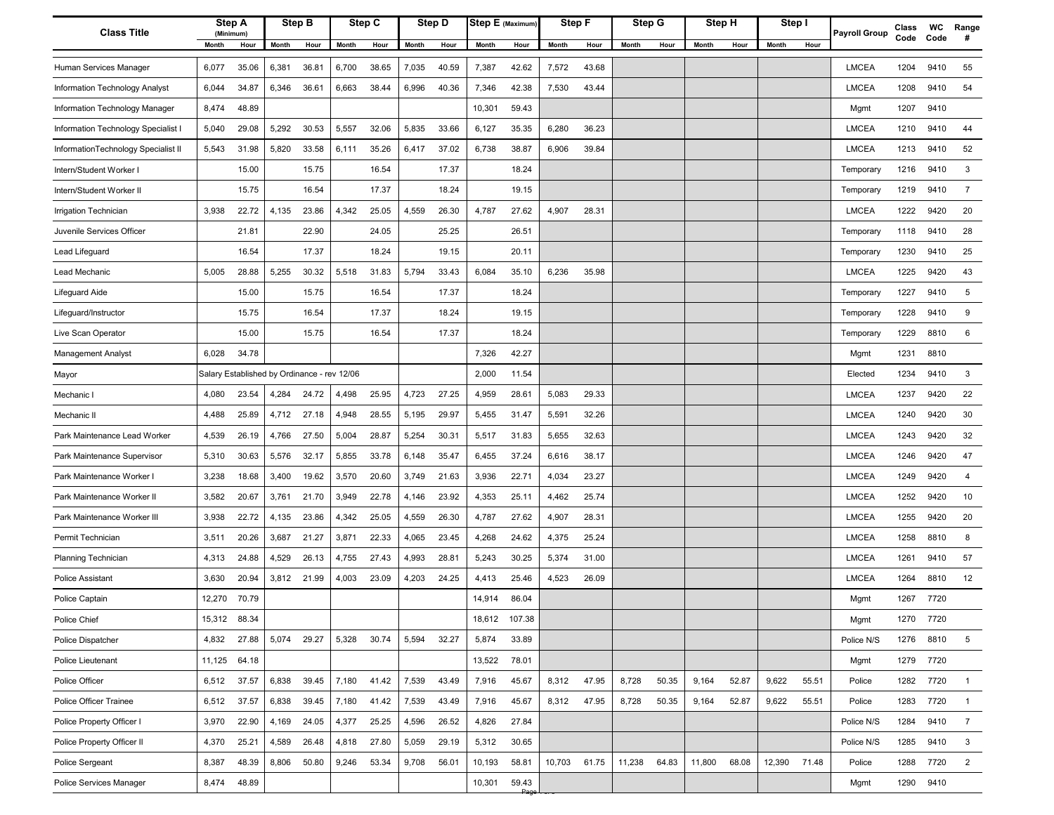| Class Title | Step A (Minimum) | | Step B | | Step C | | Step D | | Step E (Maximum) | | Step F | | Step G | | Step H | | Step I | | Payroll Group | Class Code | WC Code | Range # |
|---|---|---|---|---|---|---|---|---|---|---|---|---|---|---|---|---|---|---|---|---|---|---|
| | Month | Hour | Month | Hour | Month | Hour | Month | Hour | Month | Hour | Month | Hour | Month | Hour | Month | Hour | Month | Hour | | | | |
| Human Services Manager | 6,077 | 35.06 | 6,381 | 36.81 | 6,700 | 38.65 | 7,035 | 40.59 | 7,387 | 42.62 | 7,572 | 43.68 | | | | | | | LMCEA | 1204 | 9410 | 55 |
| Information Technology Analyst | 6,044 | 34.87 | 6,346 | 36.61 | 6,663 | 38.44 | 6,996 | 40.36 | 7,346 | 42.38 | 7,530 | 43.44 | | | | | | | LMCEA | 1208 | 9410 | 54 |
| Information Technology Manager | 8,474 | 48.89 | | | | | | | 10,301 | 59.43 | | | | | | | | | Mgmt | 1207 | 9410 | |
| Information Technology Specialist I | 5,040 | 29.08 | 5,292 | 30.53 | 5,557 | 32.06 | 5,835 | 33.66 | 6,127 | 35.35 | 6,280 | 36.23 | | | | | | | LMCEA | 1210 | 9410 | 44 |
| InformationTechnology Specialist II | 5,543 | 31.98 | 5,820 | 33.58 | 6,111 | 35.26 | 6,417 | 37.02 | 6,738 | 38.87 | 6,906 | 39.84 | | | | | | | LMCEA | 1213 | 9410 | 52 |
| Intern/Student Worker I | | 15.00 | | 15.75 | | 16.54 | | 17.37 | | 18.24 | | | | | | | | | Temporary | 1216 | 9410 | 3 |
| Intern/Student Worker II | | 15.75 | | 16.54 | | 17.37 | | 18.24 | | 19.15 | | | | | | | | | Temporary | 1219 | 9410 | 7 |
| Irrigation Technician | 3,938 | 22.72 | 4,135 | 23.86 | 4,342 | 25.05 | 4,559 | 26.30 | 4,787 | 27.62 | 4,907 | 28.31 | | | | | | | LMCEA | 1222 | 9420 | 20 |
| Juvenile Services Officer | | 21.81 | | 22.90 | | 24.05 | | 25.25 | | 26.51 | | | | | | | | | Temporary | 1118 | 9410 | 28 |
| Lead Lifeguard | | 16.54 | | 17.37 | | 18.24 | | 19.15 | | 20.11 | | | | | | | | | Temporary | 1230 | 9410 | 25 |
| Lead Mechanic | 5,005 | 28.88 | 5,255 | 30.32 | 5,518 | 31.83 | 5,794 | 33.43 | 6,084 | 35.10 | 6,236 | 35.98 | | | | | | | LMCEA | 1225 | 9420 | 43 |
| Lifeguard Aide | | 15.00 | | 15.75 | | 16.54 | | 17.37 | | 18.24 | | | | | | | | | Temporary | 1227 | 9410 | 5 |
| Lifeguard/Instructor | | 15.75 | | 16.54 | | 17.37 | | 18.24 | | 19.15 | | | | | | | | | Temporary | 1228 | 9410 | 9 |
| Live Scan Operator | | 15.00 | | 15.75 | | 16.54 | | 17.37 | | 18.24 | | | | | | | | | Temporary | 1229 | 8810 | 6 |
| Management Analyst | 6,028 | 34.78 | | | | | | | 7,326 | 42.27 | | | | | | | | | Mgmt | 1231 | 8810 | |
| Mayor | Salary Established by Ordinance - rev 12/06 | | | | | | | | 2,000 | 11.54 | | | | | | | | | Elected | 1234 | 9410 | 3 |
| Mechanic I | 4,080 | 23.54 | 4,284 | 24.72 | 4,498 | 25.95 | 4,723 | 27.25 | 4,959 | 28.61 | 5,083 | 29.33 | | | | | | | LMCEA | 1237 | 9420 | 22 |
| Mechanic II | 4,488 | 25.89 | 4,712 | 27.18 | 4,948 | 28.55 | 5,195 | 29.97 | 5,455 | 31.47 | 5,591 | 32.26 | | | | | | | LMCEA | 1240 | 9420 | 30 |
| Park Maintenance Lead Worker | 4,539 | 26.19 | 4,766 | 27.50 | 5,004 | 28.87 | 5,254 | 30.31 | 5,517 | 31.83 | 5,655 | 32.63 | | | | | | | LMCEA | 1243 | 9420 | 32 |
| Park Maintenance Supervisor | 5,310 | 30.63 | 5,576 | 32.17 | 5,855 | 33.78 | 6,148 | 35.47 | 6,455 | 37.24 | 6,616 | 38.17 | | | | | | | LMCEA | 1246 | 9420 | 47 |
| Park Maintenance Worker I | 3,238 | 18.68 | 3,400 | 19.62 | 3,570 | 20.60 | 3,749 | 21.63 | 3,936 | 22.71 | 4,034 | 23.27 | | | | | | | LMCEA | 1249 | 9420 | 4 |
| Park Maintenance Worker II | 3,582 | 20.67 | 3,761 | 21.70 | 3,949 | 22.78 | 4,146 | 23.92 | 4,353 | 25.11 | 4,462 | 25.74 | | | | | | | LMCEA | 1252 | 9420 | 10 |
| Park Maintenance Worker III | 3,938 | 22.72 | 4,135 | 23.86 | 4,342 | 25.05 | 4,559 | 26.30 | 4,787 | 27.62 | 4,907 | 28.31 | | | | | | | LMCEA | 1255 | 9420 | 20 |
| Permit Technician | 3,511 | 20.26 | 3,687 | 21.27 | 3,871 | 22.33 | 4,065 | 23.45 | 4,268 | 24.62 | 4,375 | 25.24 | | | | | | | LMCEA | 1258 | 8810 | 8 |
| Planning Technician | 4,313 | 24.88 | 4,529 | 26.13 | 4,755 | 27.43 | 4,993 | 28.81 | 5,243 | 30.25 | 5,374 | 31.00 | | | | | | | LMCEA | 1261 | 9410 | 57 |
| Police Assistant | 3,630 | 20.94 | 3,812 | 21.99 | 4,003 | 23.09 | 4,203 | 24.25 | 4,413 | 25.46 | 4,523 | 26.09 | | | | | | | LMCEA | 1264 | 8810 | 12 |
| Police Captain | 12,270 | 70.79 | | | | | | | 14,914 | 86.04 | | | | | | | | | Mgmt | 1267 | 7720 | |
| Police Chief | 15,312 | 88.34 | | | | | | | 18,612 | 107.38 | | | | | | | | | Mgmt | 1270 | 7720 | |
| Police Dispatcher | 4,832 | 27.88 | 5,074 | 29.27 | 5,328 | 30.74 | 5,594 | 32.27 | 5,874 | 33.89 | | | | | | | | | Police N/S | 1276 | 8810 | 5 |
| Police Lieutenant | 11,125 | 64.18 | | | | | | | 13,522 | 78.01 | | | | | | | | | Mgmt | 1279 | 7720 | |
| Police Officer | 6,512 | 37.57 | 6,838 | 39.45 | 7,180 | 41.42 | 7,539 | 43.49 | 7,916 | 45.67 | 8,312 | 47.95 | 8,728 | 50.35 | 9,164 | 52.87 | 9,622 | 55.51 | Police | 1282 | 7720 | 1 |
| Police Officer Trainee | 6,512 | 37.57 | 6,838 | 39.45 | 7,180 | 41.42 | 7,539 | 43.49 | 7,916 | 45.67 | 8,312 | 47.95 | 8,728 | 50.35 | 9,164 | 52.87 | 9,622 | 55.51 | Police | 1283 | 7720 | 1 |
| Police Property Officer I | 3,970 | 22.90 | 4,169 | 24.05 | 4,377 | 25.25 | 4,596 | 26.52 | 4,826 | 27.84 | | | | | | | | | Police N/S | 1284 | 9410 | 7 |
| Police Property Officer II | 4,370 | 25.21 | 4,589 | 26.48 | 4,818 | 27.80 | 5,059 | 29.19 | 5,312 | 30.65 | | | | | | | | | Police N/S | 1285 | 9410 | 3 |
| Police Sergeant | 8,387 | 48.39 | 8,806 | 50.80 | 9,246 | 53.34 | 9,708 | 56.01 | 10,193 | 58.81 | 10,703 | 61.75 | 11,238 | 64.83 | 11,800 | 68.08 | 12,390 | 71.48 | Police | 1288 | 7720 | 2 |
| Police Services Manager | 8,474 | 48.89 | | | | | | | 10,301 | 59.43 | | | | | | | | | Mgmt | 1290 | 9410 | |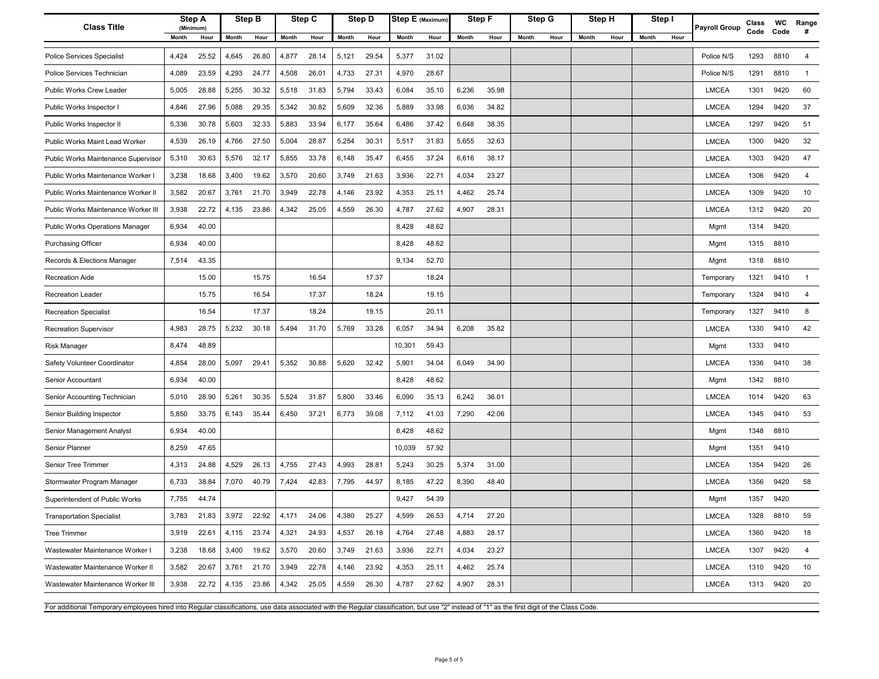| Class Title | Step A (Minimum) | | Step B | | Step C | | Step D | | Step E (Maximum) | | Step F | | Step G | | Step H | | Step I | | Payroll Group | Class Code | WC Code | Range # |
|---|---|---|---|---|---|---|---|---|---|---|---|---|---|---|---|---|---|---|---|---|---|---|
| | Month | Hour | Month | Hour | Month | Hour | Month | Hour | Month | Hour | Month | Hour | Month | Hour | Month | Hour | Month | Hour | | | | |
| Police Services Specialist | 4,424 | 25.52 | 4,645 | 26.80 | 4,877 | 28.14 | 5,121 | 29.54 | 5,377 | 31.02 | | | | | | | | | Police N/S | 1293 | 8810 | 4 |
| Police Services Technician | 4,089 | 23.59 | 4,293 | 24.77 | 4,508 | 26.01 | 4,733 | 27.31 | 4,970 | 28.67 | | | | | | | | | Police N/S | 1291 | 8810 | 1 |
| Public Works Crew Leader | 5,005 | 28.88 | 5,255 | 30.32 | 5,518 | 31.83 | 5,794 | 33.43 | 6,084 | 35.10 | 6,236 | 35.98 | | | | | | | LMCEA | 1301 | 9420 | 60 |
| Public Works Inspector I | 4,846 | 27.96 | 5,088 | 29.35 | 5,342 | 30.82 | 5,609 | 32.36 | 5,889 | 33.98 | 6,036 | 34.82 | | | | | | | LMCEA | 1294 | 9420 | 37 |
| Public Works Inspector II | 5,336 | 30.78 | 5,603 | 32.33 | 5,883 | 33.94 | 6,177 | 35.64 | 6,486 | 37.42 | 6,648 | 38.35 | | | | | | | LMCEA | 1297 | 9420 | 51 |
| Public Works Maint Lead Worker | 4,539 | 26.19 | 4,766 | 27.50 | 5,004 | 28.87 | 5,254 | 30.31 | 5,517 | 31.83 | 5,655 | 32.63 | | | | | | | LMCEA | 1300 | 9420 | 32 |
| Public Works Maintenance Supervisor | 5,310 | 30.63 | 5,576 | 32.17 | 5,855 | 33.78 | 6,148 | 35.47 | 6,455 | 37.24 | 6,616 | 38.17 | | | | | | | LMCEA | 1303 | 9420 | 47 |
| Public Works Maintenance Worker I | 3,238 | 18.68 | 3,400 | 19.62 | 3,570 | 20.60 | 3,749 | 21.63 | 3,936 | 22.71 | 4,034 | 23.27 | | | | | | | LMCEA | 1306 | 9420 | 4 |
| Public Works Maintenance Worker II | 3,582 | 20.67 | 3,761 | 21.70 | 3,949 | 22.78 | 4,146 | 23.92 | 4,353 | 25.11 | 4,462 | 25.74 | | | | | | | LMCEA | 1309 | 9420 | 10 |
| Public Works Maintenance Worker III | 3,938 | 22.72 | 4,135 | 23.86 | 4,342 | 25.05 | 4,559 | 26.30 | 4,787 | 27.62 | 4,907 | 28.31 | | | | | | | LMCEA | 1312 | 9420 | 20 |
| Public Works Operations Manager | 6,934 | 40.00 | | | | | | | 8,428 | 48.62 | | | | | | | | | Mgmt | 1314 | 9420 | |
| Purchasing Officer | 6,934 | 40.00 | | | | | | | 8,428 | 48.62 | | | | | | | | | Mgmt | 1315 | 8810 | |
| Records & Elections Manager | 7,514 | 43.35 | | | | | | | 9,134 | 52.70 | | | | | | | | | Mgmt | 1318 | 8810 | |
| Recreation Aide | | 15.00 | | 15.75 | | 16.54 | | 17.37 | | 18.24 | | | | | | | | | Temporary | 1321 | 9410 | 1 |
| Recreation Leader | | 15.75 | | 16.54 | | 17.37 | | 18.24 | | 19.15 | | | | | | | | | Temporary | 1324 | 9410 | 4 |
| Recreation Specialist | | 16.54 | | 17.37 | | 18.24 | | 19.15 | | 20.11 | | | | | | | | | Temporary | 1327 | 9410 | 8 |
| Recreation Supervisor | 4,983 | 28.75 | 5,232 | 30.18 | 5,494 | 31.70 | 5,769 | 33.28 | 6,057 | 34.94 | 6,208 | 35.82 | | | | | | | LMCEA | 1330 | 9410 | 42 |
| Risk Manager | 8,474 | 48.89 | | | | | | | 10,301 | 59.43 | | | | | | | | | Mgmt | 1333 | 9410 | |
| Safety Volunteer Coordinator | 4,854 | 28.00 | 5,097 | 29.41 | 5,352 | 30.88 | 5,620 | 32.42 | 5,901 | 34.04 | 6,049 | 34.90 | | | | | | | LMCEA | 1336 | 9410 | 38 |
| Senior Accountant | 6,934 | 40.00 | | | | | | | 8,428 | 48.62 | | | | | | | | | Mgmt | 1342 | 8810 | |
| Senior Accounting Technician | 5,010 | 28.90 | 5,261 | 30.35 | 5,524 | 31.87 | 5,800 | 33.46 | 6,090 | 35.13 | 6,242 | 36.01 | | | | | | | LMCEA | 1014 | 9420 | 63 |
| Senior Building Inspector | 5,850 | 33.75 | 6,143 | 35.44 | 6,450 | 37.21 | 6,773 | 39.08 | 7,112 | 41.03 | 7,290 | 42.06 | | | | | | | LMCEA | 1345 | 9410 | 53 |
| Senior Management Analyst | 6,934 | 40.00 | | | | | | | 8,428 | 48.62 | | | | | | | | | Mgmt | 1348 | 8810 | |
| Senior Planner | 8,259 | 47.65 | | | | | | | 10,039 | 57.92 | | | | | | | | | Mgmt | 1351 | 9410 | |
| Senior Tree Trimmer | 4,313 | 24.88 | 4,529 | 26.13 | 4,755 | 27.43 | 4,993 | 28.81 | 5,243 | 30.25 | 5,374 | 31.00 | | | | | | | LMCEA | 1354 | 9420 | 26 |
| Stormwater Program Manager | 6,733 | 38.84 | 7,070 | 40.79 | 7,424 | 42.83 | 7,795 | 44.97 | 8,185 | 47.22 | 8,390 | 48.40 | | | | | | | LMCEA | 1356 | 9420 | 58 |
| Superintendent of Public Works | 7,755 | 44.74 | | | | | | | 9,427 | 54.39 | | | | | | | | | Mgmt | 1357 | 9420 | |
| Transportation Specialist | 3,783 | 21.83 | 3,972 | 22.92 | 4,171 | 24.06 | 4,380 | 25.27 | 4,599 | 26.53 | 4,714 | 27.20 | | | | | | | LMCEA | 1328 | 8810 | 59 |
| Tree Trimmer | 3,919 | 22.61 | 4,115 | 23.74 | 4,321 | 24.93 | 4,537 | 26.18 | 4,764 | 27.48 | 4,883 | 28.17 | | | | | | | LMCEA | 1360 | 9420 | 18 |
| Wastewater Maintenance Worker I | 3,238 | 18.68 | 3,400 | 19.62 | 3,570 | 20.60 | 3,749 | 21.63 | 3,936 | 22.71 | 4,034 | 23.27 | | | | | | | LMCEA | 1307 | 9420 | 4 |
| Wastewater Maintenance Worker II | 3,582 | 20.67 | 3,761 | 21.70 | 3,949 | 22.78 | 4,146 | 23.92 | 4,353 | 25.11 | 4,462 | 25.74 | | | | | | | LMCEA | 1310 | 9420 | 10 |
| Wastewater Maintenance Worker III | 3,938 | 22.72 | 4,135 | 23.86 | 4,342 | 25.05 | 4,559 | 26.30 | 4,787 | 27.62 | 4,907 | 28.31 | | | | | | | LMCEA | 1313 | 9420 | 20 |

For additional Temporary employees hired into Regular classifications, use data associated with the Regular classification, but use "2" instead of "1" as the first digit of the Class Code.